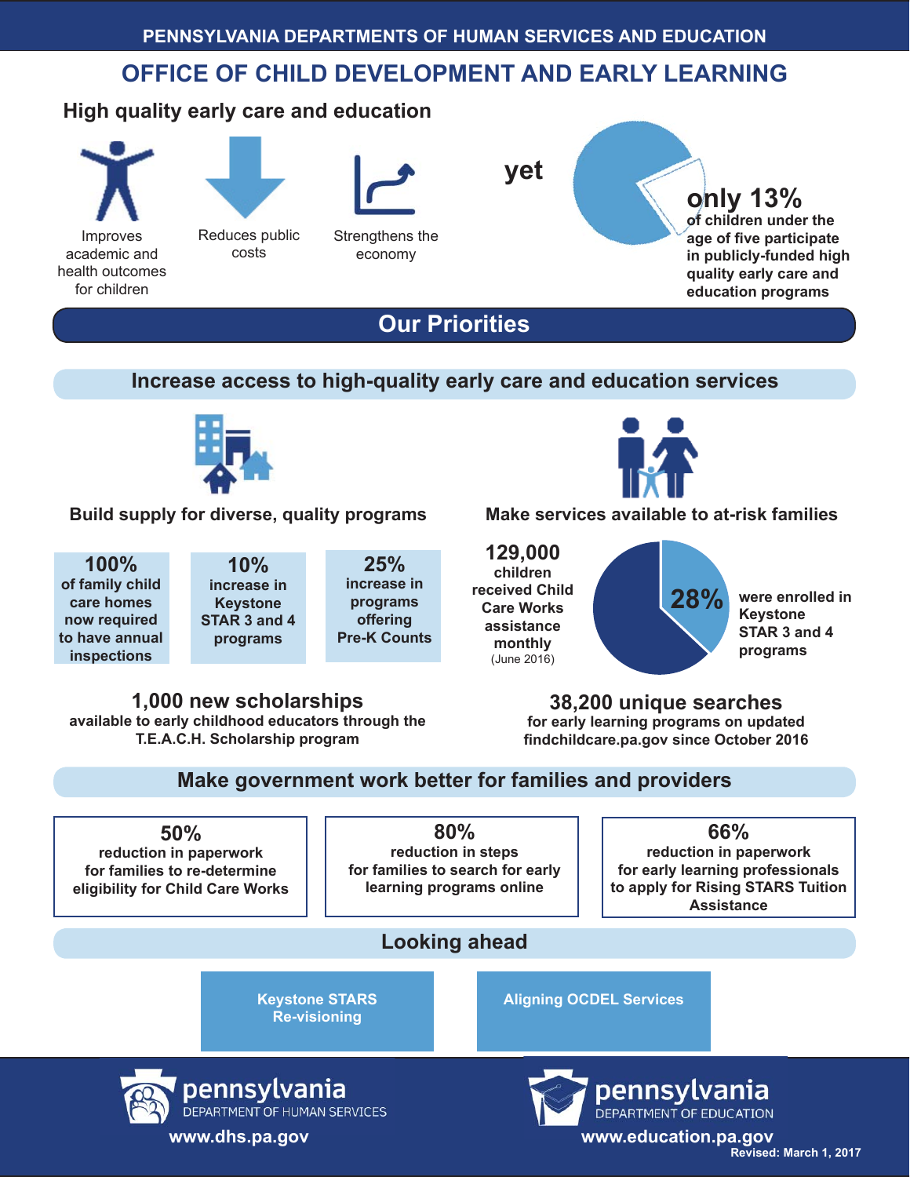PENNSYLVANIA DEPARTMENTS OF HUMAN SERVICES AND EDUCATION

# OFFICE OF CHILD DEVELOPMENT AND EARLY LEARNING

## High quality early care and education

- Improves academic and health outcomes for children
- Reduces public costs
- Strengthens the economy

yet **only 13%** of children under the age of five participate in publicly-funded high quality early care and education programs

## Our Priorities

### Increase access to high-quality early care and education services

#### Build supply for diverse, quality programs

- **100%** of family child care homes now required to have annual inspections
- **10%** increase in Keystone STAR 3 and 4 programs
- **25%** increase in programs offering Pre-K Counts

**1,000 new scholarships** available to early childhood educators through the T.E.A.C.H. Scholarship program

#### Make services available to at-risk families

**129,000** children received Child Care Works assistance monthly (June 2016)

**28%** were enrolled in Keystone STAR 3 and 4 programs

**38,200 unique searches** for early learning programs on updated findchildcare.pa.gov since October 2016

### Make government work better for families and providers

- **50%** reduction in paperwork for families to re-determine eligibility for Child Care Works
- **80%** reduction in steps for families to search for early learning programs online
- **66%** reduction in paperwork for early learning professionals to apply for Rising STARS Tuition Assistance

### Looking ahead

- Keystone STARS Re-visioning
- Aligning OCDEL Services

pennsylvania DEPARTMENT OF HUMAN SERVICES
www.dhs.pa.gov

pennsylvania DEPARTMENT OF EDUCATION
www.education.pa.gov

Revised: March 1, 2017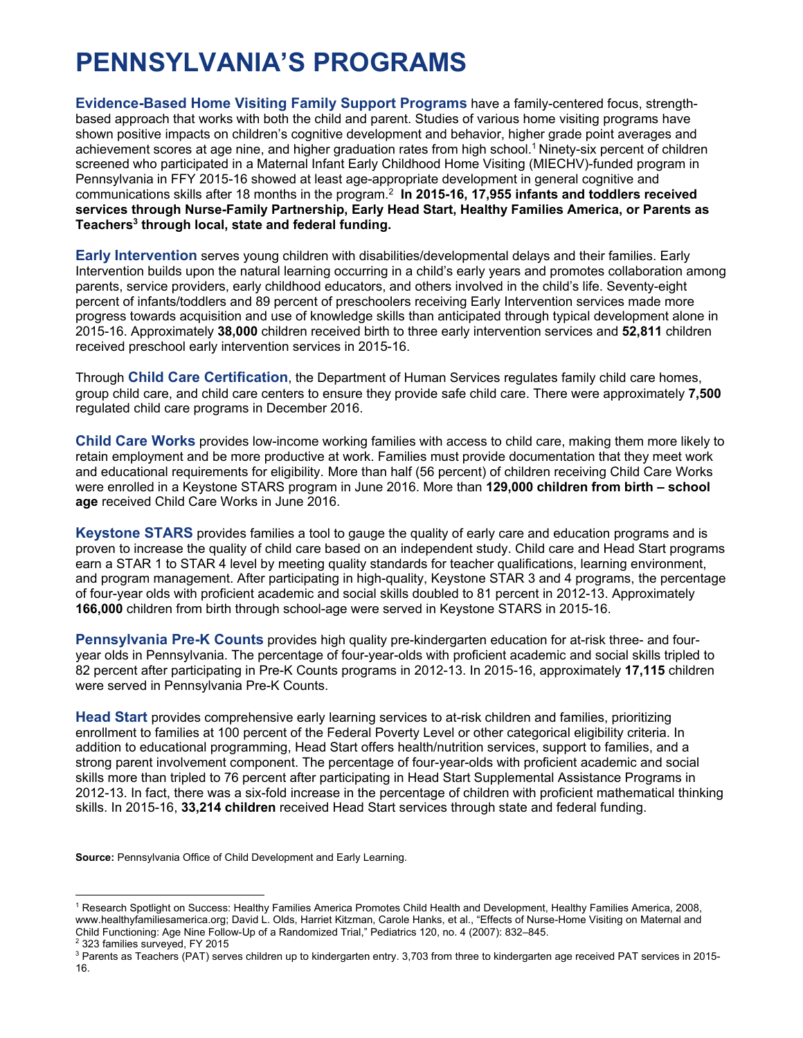# PENNSYLVANIA'S PROGRAMS

**Evidence-Based Home Visiting Family Support Programs** have a family-centered focus, strength-based approach that works with both the child and parent. Studies of various home visiting programs have shown positive impacts on children's cognitive development and behavior, higher grade point averages and achievement scores at age nine, and higher graduation rates from high school.[1] Ninety-six percent of children screened who participated in a Maternal Infant Early Childhood Home Visiting (MIECHV)-funded program in Pennsylvania in FFY 2015-16 showed at least age-appropriate development in general cognitive and communications skills after 18 months in the program.[2] **In 2015-16, 17,955 infants and toddlers received services through Nurse-Family Partnership, Early Head Start, Healthy Families America, or Parents as Teachers[3] through local, state and federal funding.**

**Early Intervention** serves young children with disabilities/developmental delays and their families. Early Intervention builds upon the natural learning occurring in a child's early years and promotes collaboration among parents, service providers, early childhood educators, and others involved in the child's life. Seventy-eight percent of infants/toddlers and 89 percent of preschoolers receiving Early Intervention services made more progress towards acquisition and use of knowledge skills than anticipated through typical development alone in 2015-16. Approximately **38,000** children received birth to three early intervention services and **52,811** children received preschool early intervention services in 2015-16.

Through **Child Care Certification**, the Department of Human Services regulates family child care homes, group child care, and child care centers to ensure they provide safe child care. There were approximately **7,500** regulated child care programs in December 2016.

**Child Care Works** provides low-income working families with access to child care, making them more likely to retain employment and be more productive at work. Families must provide documentation that they meet work and educational requirements for eligibility. More than half (56 percent) of children receiving Child Care Works were enrolled in a Keystone STARS program in June 2016. More than **129,000 children from birth – school age** received Child Care Works in June 2016.

**Keystone STARS** provides families a tool to gauge the quality of early care and education programs and is proven to increase the quality of child care based on an independent study. Child care and Head Start programs earn a STAR 1 to STAR 4 level by meeting quality standards for teacher qualifications, learning environment, and program management. After participating in high-quality, Keystone STAR 3 and 4 programs, the percentage of four-year olds with proficient academic and social skills doubled to 81 percent in 2012-13. Approximately **166,000** children from birth through school-age were served in Keystone STARS in 2015-16.

**Pennsylvania Pre-K Counts** provides high quality pre-kindergarten education for at-risk three- and four-year olds in Pennsylvania. The percentage of four-year-olds with proficient academic and social skills tripled to 82 percent after participating in Pre-K Counts programs in 2012-13. In 2015-16, approximately **17,115** children were served in Pennsylvania Pre-K Counts.

**Head Start** provides comprehensive early learning services to at-risk children and families, prioritizing enrollment to families at 100 percent of the Federal Poverty Level or other categorical eligibility criteria. In addition to educational programming, Head Start offers health/nutrition services, support to families, and a strong parent involvement component. The percentage of four-year-olds with proficient academic and social skills more than tripled to 76 percent after participating in Head Start Supplemental Assistance Programs in 2012-13. In fact, there was a six-fold increase in the percentage of children with proficient mathematical thinking skills. In 2015-16, **33,214 children** received Head Start services through state and federal funding.

**Source:** Pennsylvania Office of Child Development and Early Learning.

---

[1] Research Spotlight on Success: Healthy Families America Promotes Child Health and Development, Healthy Families America, 2008, www.healthyfamiliesamerica.org; David L. Olds, Harriet Kitzman, Carole Hanks, et al., "Effects of Nurse-Home Visiting on Maternal and Child Functioning: Age Nine Follow-Up of a Randomized Trial," Pediatrics 120, no. 4 (2007): 832–845.

[2] 323 families surveyed, FY 2015

[3] Parents as Teachers (PAT) serves children up to kindergarten entry. 3,703 from three to kindergarten age received PAT services in 2015-16.